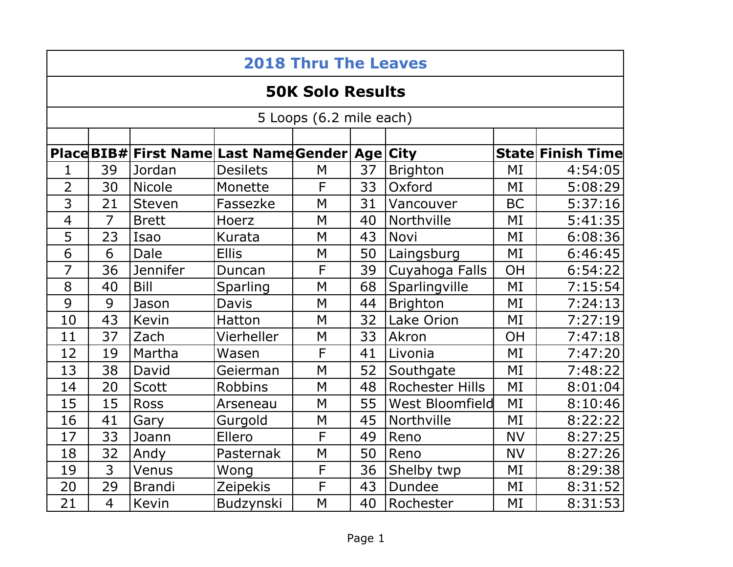# 2018 Thru The Leaves

## 50K Solo Results

5 Loops (6.2 mile each)

| Place | BIB# | First Name | Last Name | Gender | Age | City | State | Finish Time |
|---|---|---|---|---|---|---|---|---|
| 1 | 39 | Jordan | Desilets | M | 37 | Brighton | MI | 4:54:05 |
| 2 | 30 | Nicole | Monette | F | 33 | Oxford | MI | 5:08:29 |
| 3 | 21 | Steven | Fassezke | M | 31 | Vancouver | BC | 5:37:16 |
| 4 | 7 | Brett | Hoerz | M | 40 | Northville | MI | 5:41:35 |
| 5 | 23 | Isao | Kurata | M | 43 | Novi | MI | 6:08:36 |
| 6 | 6 | Dale | Ellis | M | 50 | Laingsburg | MI | 6:46:45 |
| 7 | 36 | Jennifer | Duncan | F | 39 | Cuyahoga Falls | OH | 6:54:22 |
| 8 | 40 | Bill | Sparling | M | 68 | Sparlingville | MI | 7:15:54 |
| 9 | 9 | Jason | Davis | M | 44 | Brighton | MI | 7:24:13 |
| 10 | 43 | Kevin | Hatton | M | 32 | Lake Orion | MI | 7:27:19 |
| 11 | 37 | Zach | Vierheller | M | 33 | Akron | OH | 7:47:18 |
| 12 | 19 | Martha | Wasen | F | 41 | Livonia | MI | 7:47:20 |
| 13 | 38 | David | Geierman | M | 52 | Southgate | MI | 7:48:22 |
| 14 | 20 | Scott | Robbins | M | 48 | Rochester Hills | MI | 8:01:04 |
| 15 | 15 | Ross | Arseneau | M | 55 | West Bloomfield | MI | 8:10:46 |
| 16 | 41 | Gary | Gurgold | M | 45 | Northville | MI | 8:22:22 |
| 17 | 33 | Joann | Ellero | F | 49 | Reno | NV | 8:27:25 |
| 18 | 32 | Andy | Pasternak | M | 50 | Reno | NV | 8:27:26 |
| 19 | 3 | Venus | Wong | F | 36 | Shelby twp | MI | 8:29:38 |
| 20 | 29 | Brandi | Zeipekis | F | 43 | Dundee | MI | 8:31:52 |
| 21 | 4 | Kevin | Budzynski | M | 40 | Rochester | MI | 8:31:53 |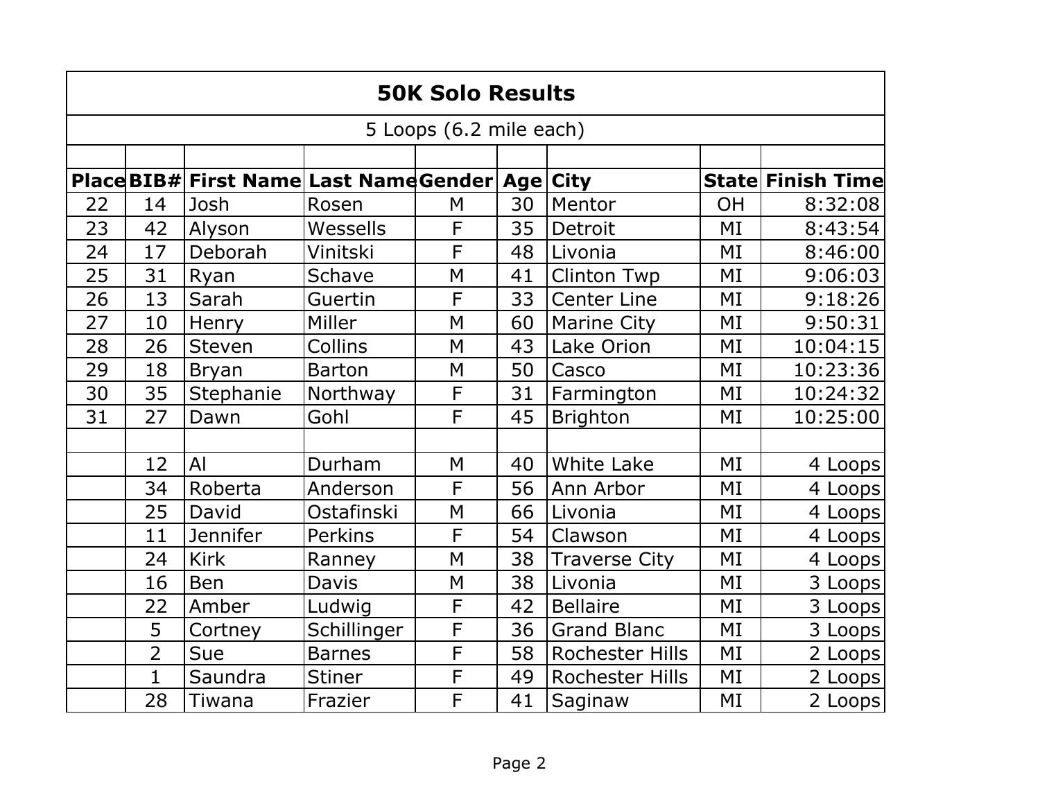## 50K Solo Results

5 Loops (6.2 mile each)

| Place | BIB# | First Name | Last Name | Gender | Age | City | State | Finish Time |
|---|---|---|---|---|---|---|---|---|
| 22 | 14 | Josh | Rosen | M | 30 | Mentor | OH | 8:32:08 |
| 23 | 42 | Alyson | Wessells | F | 35 | Detroit | MI | 8:43:54 |
| 24 | 17 | Deborah | Vinitski | F | 48 | Livonia | MI | 8:46:00 |
| 25 | 31 | Ryan | Schave | M | 41 | Clinton Twp | MI | 9:06:03 |
| 26 | 13 | Sarah | Guertin | F | 33 | Center Line | MI | 9:18:26 |
| 27 | 10 | Henry | Miller | M | 60 | Marine City | MI | 9:50:31 |
| 28 | 26 | Steven | Collins | M | 43 | Lake Orion | MI | 10:04:15 |
| 29 | 18 | Bryan | Barton | M | 50 | Casco | MI | 10:23:36 |
| 30 | 35 | Stephanie | Northway | F | 31 | Farmington | MI | 10:24:32 |
| 31 | 27 | Dawn | Gohl | F | 45 | Brighton | MI | 10:25:00 |
| | | | | | | | | |
| | 12 | Al | Durham | M | 40 | White Lake | MI | 4 Loops |
| | 34 | Roberta | Anderson | F | 56 | Ann Arbor | MI | 4 Loops |
| | 25 | David | Ostafinski | M | 66 | Livonia | MI | 4 Loops |
| | 11 | Jennifer | Perkins | F | 54 | Clawson | MI | 4 Loops |
| | 24 | Kirk | Ranney | M | 38 | Traverse City | MI | 4 Loops |
| | 16 | Ben | Davis | M | 38 | Livonia | MI | 3 Loops |
| | 22 | Amber | Ludwig | F | 42 | Bellaire | MI | 3 Loops |
| | 5 | Cortney | Schillinger | F | 36 | Grand Blanc | MI | 3 Loops |
| | 2 | Sue | Barnes | F | 58 | Rochester Hills | MI | 2 Loops |
| | 1 | Saundra | Stiner | F | 49 | Rochester Hills | MI | 2 Loops |
| | 28 | Tiwana | Frazier | F | 41 | Saginaw | MI | 2 Loops |